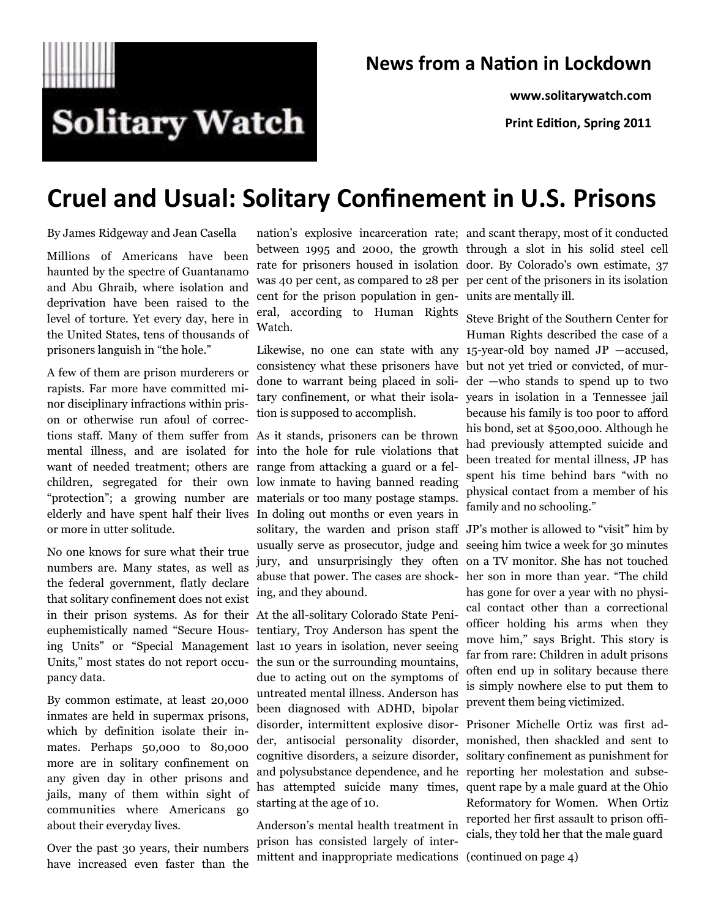Solitary Watch

**News from a Nation in Lockdown**

**www.solitarywatch.com**

**Print Edition, Spring 2011**

# Cruel and Usual: Solitary Confinement in U.S. Prisons

By James Ridgeway and Jean Casella

Millions of Americans have been haunted by the spectre of Guantanamo and Abu Ghraib, where isolation and deprivation have been raised to the level of torture. Yet every day, here in the United States, tens of thousands of prisoners languish in "the hole."

A few of them are prison murderers or rapists. Far more have committed minor disciplinary infractions within prison or otherwise run afoul of corrections staff. Many of them suffer from mental illness, and are isolated for want of needed treatment; others are children, segregated for their own "protection"; a growing number are elderly and have spent half their lives or more in utter solitude.

No one knows for sure what their true numbers are. Many states, as well as the federal government, flatly declare that solitary confinement does not exist in their prison systems. As for their euphemistically named "Secure Housing Units" or "Special Management Units," most states do not report occupancy data.

By common estimate, at least 20,000 inmates are held in supermax prisons, which by definition isolate their inmates. Perhaps 50,000 to 80,000 more are in solitary confinement on any given day in other prisons and jails, many of them within sight of communities where Americans go about their everyday lives.

Over the past 30 years, their numbers have increased even faster than the nation's explosive incarceration rate; between 1995 and 2000, the growth rate for prisoners housed in isolation was 40 per cent, as compared to 28 per cent for the prison population in general, according to Human Rights Watch.

Likewise, no one can state with any consistency what these prisoners have done to warrant being placed in solitary confinement, or what their isolation is supposed to accomplish.

As it stands, prisoners can be thrown into the hole for rule violations that range from attacking a guard or a fellow inmate to having banned reading materials or too many postage stamps. In doling out months or even years in solitary, the warden and prison staff usually serve as prosecutor, judge and jury, and unsurprisingly they often abuse that power. The cases are shocking, and they abound.

At the all-solitary Colorado State Penitentiary, Troy Anderson has spent the last 10 years in isolation, never seeing the sun or the surrounding mountains, due to acting out on the symptoms of untreated mental illness. Anderson has been diagnosed with ADHD, bipolar disorder, intermittent explosive disorder, antisocial personality disorder, cognitive disorders, a seizure disorder, and polysubstance dependence, and he has attempted suicide many times, starting at the age of 10.

Anderson's mental health treatment in prison has consisted largely of intermittent and inappropriate medications and scant therapy, most of it conducted through a slot in his solid steel cell door. By Colorado's own estimate, 37 per cent of the prisoners in its isolation units are mentally ill.

Steve Bright of the Southern Center for Human Rights described the case of a 15-year-old boy named JP —accused, but not yet tried or convicted, of murder —who stands to spend up to two years in isolation in a Tennessee jail because his family is too poor to afford his bond, set at $500,000. Although he had previously attempted suicide and been treated for mental illness, JP has spent his time behind bars "with no physical contact from a member of his family and no schooling."

JP's mother is allowed to "visit" him by seeing him twice a week for 30 minutes on a TV monitor. She has not touched her son in more than year. "The child has gone for over a year with no physical contact other than a correctional officer holding his arms when they move him," says Bright. This story is far from rare: Children in adult prisons often end up in solitary because there is simply nowhere else to put them to prevent them being victimized.

Prisoner Michelle Ortiz was first admonished, then shackled and sent to solitary confinement as punishment for reporting her molestation and subsequent rape by a male guard at the Ohio Reformatory for Women. When Ortiz reported her first assault to prison officials, they told her that the male guard

(continued on page 4)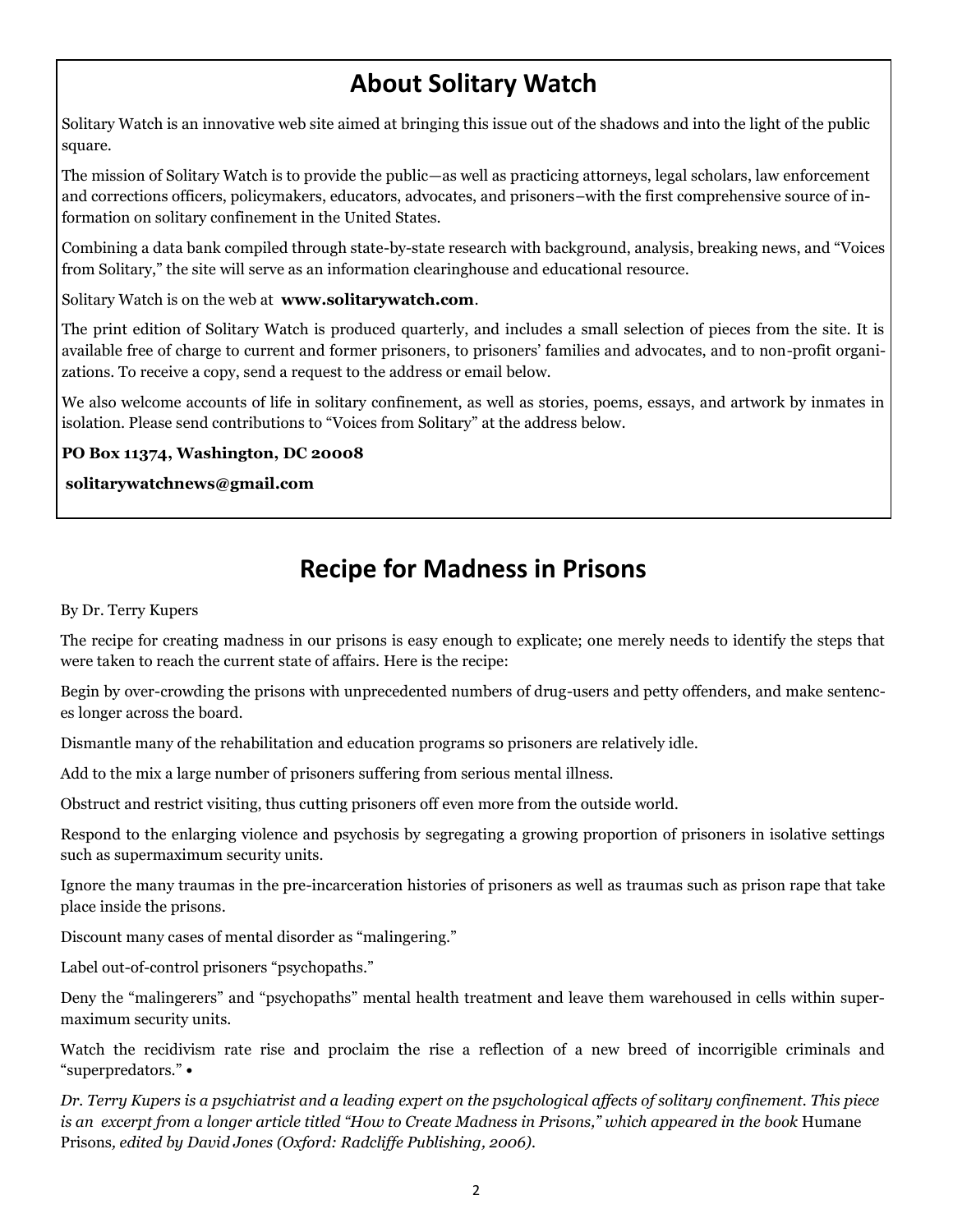## About Solitary Watch

Solitary Watch is an innovative web site aimed at bringing this issue out of the shadows and into the light of the public square.

The mission of Solitary Watch is to provide the public—as well as practicing attorneys, legal scholars, law enforcement and corrections officers, policymakers, educators, advocates, and prisoners–with the first comprehensive source of information on solitary confinement in the United States.

Combining a data bank compiled through state-by-state research with background, analysis, breaking news, and "Voices from Solitary," the site will serve as an information clearinghouse and educational resource.

Solitary Watch is on the web at **www.solitarywatch.com**.

The print edition of Solitary Watch is produced quarterly, and includes a small selection of pieces from the site. It is available free of charge to current and former prisoners, to prisoners' families and advocates, and to non-profit organizations. To receive a copy, send a request to the address or email below.

We also welcome accounts of life in solitary confinement, as well as stories, poems, essays, and artwork by inmates in isolation. Please send contributions to "Voices from Solitary" at the address below.

**PO Box 11374, Washington, DC 20008**

**solitarywatchnews@gmail.com**

## Recipe for Madness in Prisons

By Dr. Terry Kupers

The recipe for creating madness in our prisons is easy enough to explicate; one merely needs to identify the steps that were taken to reach the current state of affairs. Here is the recipe:

Begin by over-crowding the prisons with unprecedented numbers of drug-users and petty offenders, and make sentences longer across the board.

Dismantle many of the rehabilitation and education programs so prisoners are relatively idle.

Add to the mix a large number of prisoners suffering from serious mental illness.

Obstruct and restrict visiting, thus cutting prisoners off even more from the outside world.

Respond to the enlarging violence and psychosis by segregating a growing proportion of prisoners in isolative settings such as supermaximum security units.

Ignore the many traumas in the pre-incarceration histories of prisoners as well as traumas such as prison rape that take place inside the prisons.

Discount many cases of mental disorder as "malingering."

Label out-of-control prisoners "psychopaths."

Deny the "malingerers" and "psychopaths" mental health treatment and leave them warehoused in cells within supermaximum security units.

Watch the recidivism rate rise and proclaim the rise a reflection of a new breed of incorrigible criminals and "superpredators." •

*Dr. Terry Kupers is a psychiatrist and a leading expert on the psychological affects of solitary confinement. This piece is an excerpt from a longer article titled "How to Create Madness in Prisons," which appeared in the book* Humane Prisons*, edited by David Jones (Oxford: Radcliffe Publishing, 2006).*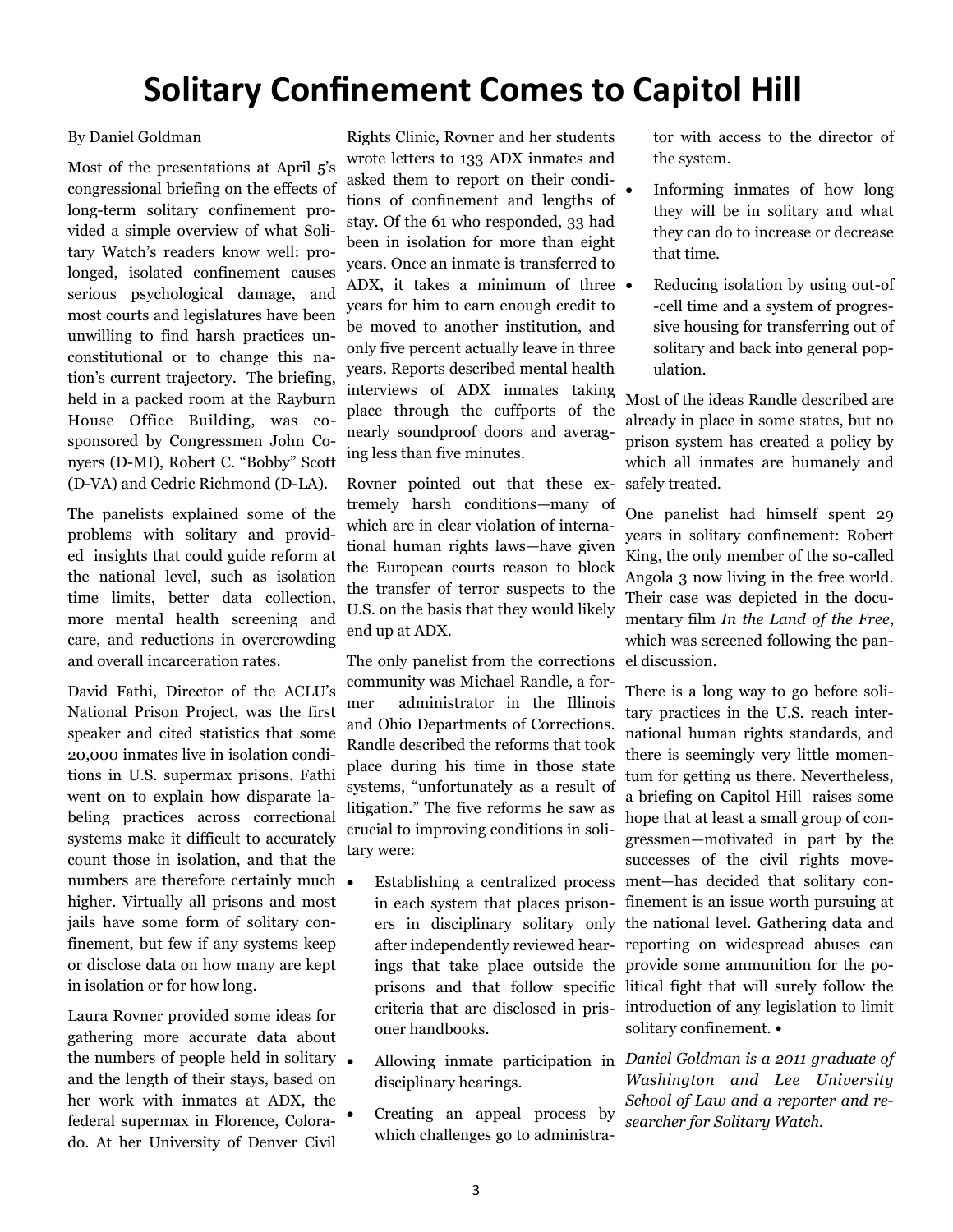# Solitary Confinement Comes to Capitol Hill

By Daniel Goldman

Most of the presentations at April 5's congressional briefing on the effects of long-term solitary confinement provided a simple overview of what Solitary Watch's readers know well: prolonged, isolated confinement causes serious psychological damage, and most courts and legislatures have been unwilling to find harsh practices unconstitutional or to change this nation's current trajectory. The briefing, held in a packed room at the Rayburn House Office Building, was cosponsored by Congressmen John Conyers (D-MI), Robert C. "Bobby" Scott (D-VA) and Cedric Richmond (D-LA).

The panelists explained some of the problems with solitary and provided insights that could guide reform at the national level, such as isolation time limits, better data collection, more mental health screening and care, and reductions in overcrowding and overall incarceration rates.

David Fathi, Director of the ACLU's National Prison Project, was the first speaker and cited statistics that some 20,000 inmates live in isolation conditions in U.S. supermax prisons. Fathi went on to explain how disparate labeling practices across correctional systems make it difficult to accurately count those in isolation, and that the numbers are therefore certainly much higher. Virtually all prisons and most jails have some form of solitary confinement, but few if any systems keep or disclose data on how many are kept in isolation or for how long.

Laura Rovner provided some ideas for gathering more accurate data about the numbers of people held in solitary and the length of their stays, based on her work with inmates at ADX, the federal supermax in Florence, Colorado. At her University of Denver Civil Rights Clinic, Rovner and her students wrote letters to 133 ADX inmates and asked them to report on their conditions of confinement and lengths of stay. Of the 61 who responded, 33 had been in isolation for more than eight years. Once an inmate is transferred to ADX, it takes a minimum of three years for him to earn enough credit to be moved to another institution, and only five percent actually leave in three years. Reports described mental health interviews of ADX inmates taking place through the cuffports of the nearly soundproof doors and averaging less than five minutes.

Rovner pointed out that these extremely harsh conditions—many of which are in clear violation of international human rights laws—have given the European courts reason to block the transfer of terror suspects to the U.S. on the basis that they would likely end up at ADX.

The only panelist from the corrections community was Michael Randle, a former administrator in the Illinois and Ohio Departments of Corrections. Randle described the reforms that took place during his time in those state systems, "unfortunately as a result of litigation." The five reforms he saw as crucial to improving conditions in solitary were:

- Establishing a centralized process in each system that places prisoners in disciplinary solitary only after independently reviewed hearings that take place outside the prisons and that follow specific criteria that are disclosed in prisoner handbooks.
- Allowing inmate participation in disciplinary hearings.
- Creating an appeal process by which challenges go to administrator with access to the director of the system.
- Informing inmates of how long they will be in solitary and what they can do to increase or decrease that time.
- Reducing isolation by using out-of-cell time and a system of progressive housing for transferring out of solitary and back into general population.

Most of the ideas Randle described are already in place in some states, but no prison system has created a policy by which all inmates are humanely and safely treated.

One panelist had himself spent 29 years in solitary confinement: Robert King, the only member of the so-called Angola 3 now living in the free world. Their case was depicted in the documentary film *In the Land of the Free*, which was screened following the panel discussion.

There is a long way to go before solitary practices in the U.S. reach international human rights standards, and there is seemingly very little momentum for getting us there. Nevertheless, a briefing on Capitol Hill raises some hope that at least a small group of congressmen—motivated in part by the successes of the civil rights movement—has decided that solitary confinement is an issue worth pursuing at the national level. Gathering data and reporting on widespread abuses can provide some ammunition for the political fight that will surely follow the introduction of any legislation to limit solitary confinement. •

*Daniel Goldman is a 2011 graduate of Washington and Lee University School of Law and a reporter and researcher for Solitary Watch.*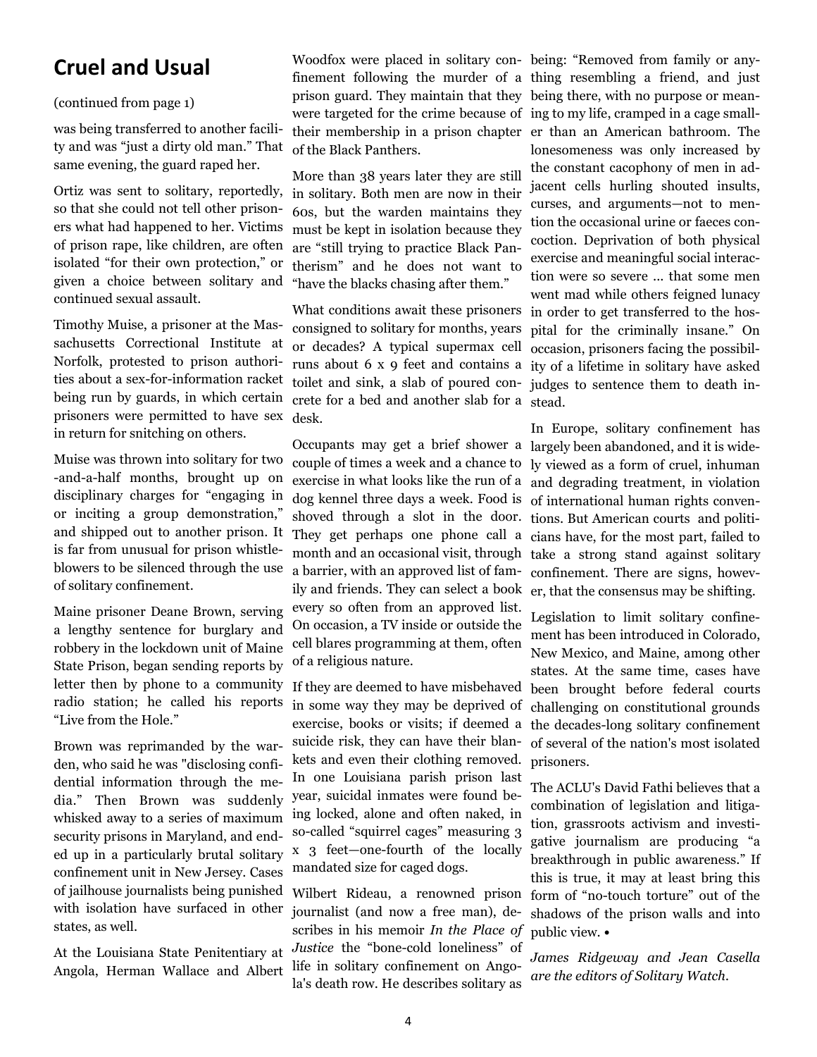## Cruel and Usual

(continued from page 1)

was being transferred to another facility and was "just a dirty old man." That same evening, the guard raped her.

Ortiz was sent to solitary, reportedly, so that she could not tell other prisoners what had happened to her. Victims of prison rape, like children, are often isolated "for their own protection," or given a choice between solitary and continued sexual assault.

Timothy Muise, a prisoner at the Massachusetts Correctional Institute at Norfolk, protested to prison authorities about a sex-for-information racket being run by guards, in which certain prisoners were permitted to have sex in return for snitching on others.

Muise was thrown into solitary for two-and-a-half months, brought up on disciplinary charges for "engaging in or inciting a group demonstration," and shipped out to another prison. It is far from unusual for prison whistleblowers to be silenced through the use of solitary confinement.

Maine prisoner Deane Brown, serving a lengthy sentence for burglary and robbery in the lockdown unit of Maine State Prison, began sending reports by letter then by phone to a community radio station; he called his reports "Live from the Hole."

Brown was reprimanded by the warden, who said he was "disclosing confidential information through the media." Then Brown was suddenly whisked away to a series of maximum security prisons in Maryland, and ended up in a particularly brutal solitary confinement unit in New Jersey. Cases of jailhouse journalists being punished with isolation have surfaced in other states, as well.

At the Louisiana State Penitentiary at Angola, Herman Wallace and Albert Woodfox were placed in solitary confinement following the murder of a prison guard. They maintain that they were targeted for the crime because of their membership in a prison chapter of the Black Panthers.

More than 38 years later they are still in solitary. Both men are now in their 60s, but the warden maintains they must be kept in isolation because they are "still trying to practice Black Pantherism" and he does not want to "have the blacks chasing after them."

What conditions await these prisoners consigned to solitary for months, years or decades? A typical supermax cell runs about 6 x 9 feet and contains a toilet and sink, a slab of poured concrete for a bed and another slab for a desk.

Occupants may get a brief shower a couple of times a week and a chance to exercise in what looks like the run of a dog kennel three days a week. Food is shoved through a slot in the door. They get perhaps one phone call a month and an occasional visit, through a barrier, with an approved list of family and friends. They can select a book every so often from an approved list. On occasion, a TV inside or outside the cell blares programming at them, often of a religious nature.

If they are deemed to have misbehaved in some way they may be deprived of exercise, books or visits; if deemed a suicide risk, they can have their blankets and even their clothing removed. In one Louisiana parish prison last year, suicidal inmates were found being locked, alone and often naked, in so-called "squirrel cages" measuring 3 x 3 feet—one-fourth of the locally mandated size for caged dogs.

Wilbert Rideau, a renowned prison journalist (and now a free man), describes in his memoir *In the Place of Justice* the "bone-cold loneliness" of life in solitary confinement on Angola's death row. He describes solitary as being: "Removed from family or anything resembling a friend, and just being there, with no purpose or meaning to my life, cramped in a cage smaller than an American bathroom. The lonesomeness was only increased by the constant cacophony of men in adjacent cells hurling shouted insults, curses, and arguments—not to mention the occasional urine or faeces concoction. Deprivation of both physical exercise and meaningful social interaction were so severe ... that some men went mad while others feigned lunacy in order to get transferred to the hospital for the criminally insane." On occasion, prisoners facing the possibility of a lifetime in solitary have asked judges to sentence them to death instead.

In Europe, solitary confinement has largely been abandoned, and it is widely viewed as a form of cruel, inhuman and degrading treatment, in violation of international human rights conventions. But American courts and politicians have, for the most part, failed to take a strong stand against solitary confinement. There are signs, however, that the consensus may be shifting.

Legislation to limit solitary confinement has been introduced in Colorado, New Mexico, and Maine, among other states. At the same time, cases have been brought before federal courts challenging on constitutional grounds the decades-long solitary confinement of several of the nation's most isolated prisoners.

The ACLU's David Fathi believes that a combination of legislation and litigation, grassroots activism and investigative journalism are producing "a breakthrough in public awareness." If this is true, it may at least bring this form of "no-touch torture" out of the shadows of the prison walls and into public view. •

*James Ridgeway and Jean Casella are the editors of Solitary Watch.*